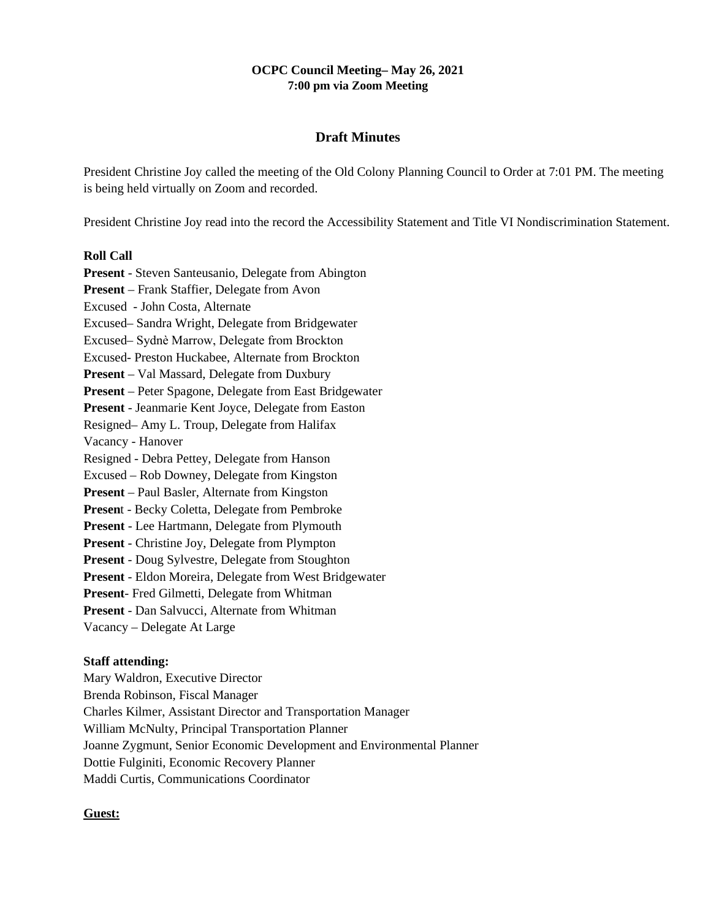**OCPC Council Meeting– May 26, 2021**
**7:00 pm via Zoom Meeting**

## Draft Minutes

President Christine Joy called the meeting of the Old Colony Planning Council to Order at 7:01 PM. The meeting is being held virtually on Zoom and recorded.

President Christine Joy read into the record the Accessibility Statement and Title VI Nondiscrimination Statement.

**Roll Call**

**Present** - Steven Santeusanio, Delegate from Abington
**Present** – Frank Staffier, Delegate from Avon
Excused - John Costa, Alternate
Excused– Sandra Wright, Delegate from Bridgewater
Excused– Sydnѐ Marrow, Delegate from Brockton
Excused- Preston Huckabee, Alternate from Brockton
**Present** – Val Massard, Delegate from Duxbury
**Present** – Peter Spagone, Delegate from East Bridgewater
**Present** - Jeanmarie Kent Joyce, Delegate from Easton
Resigned– Amy L. Troup, Delegate from Halifax
Vacancy - Hanover
Resigned - Debra Pettey, Delegate from Hanson
Excused – Rob Downey, Delegate from Kingston
**Present** – Paul Basler, Alternate from Kingston
**Presen**t - Becky Coletta, Delegate from Pembroke
**Present** - Lee Hartmann, Delegate from Plymouth
**Present** - Christine Joy, Delegate from Plympton
**Present** - Doug Sylvestre, Delegate from Stoughton
**Present** - Eldon Moreira, Delegate from West Bridgewater
**Present**- Fred Gilmetti, Delegate from Whitman
**Present** - Dan Salvucci, Alternate from Whitman
Vacancy – Delegate At Large

**Staff attending:**

Mary Waldron, Executive Director
Brenda Robinson, Fiscal Manager
Charles Kilmer, Assistant Director and Transportation Manager
William McNulty, Principal Transportation Planner
Joanne Zygmunt, Senior Economic Development and Environmental Planner
Dottie Fulginiti, Economic Recovery Planner
Maddi Curtis, Communications Coordinator

**Guest:**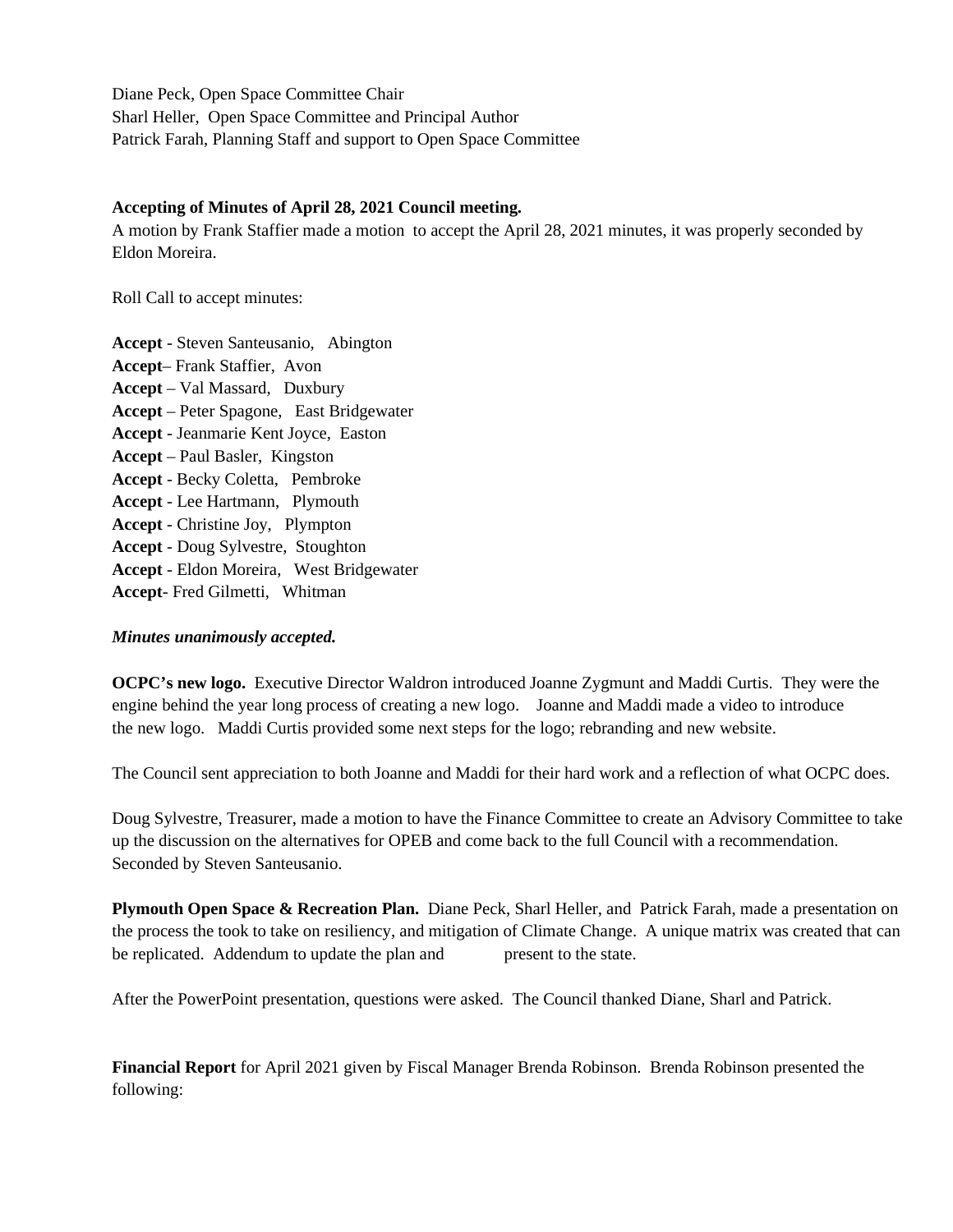Diane Peck, Open Space Committee Chair
Sharl Heller, Open Space Committee and Principal Author
Patrick Farah, Planning Staff and support to Open Space Committee

**Accepting of Minutes of April 28, 2021 Council meeting.**
A motion by Frank Staffier made a motion to accept the April 28, 2021 minutes, it was properly seconded by Eldon Moreira.

Roll Call to accept minutes:

**Accept** - Steven Santeusanio, Abington
**Accept**– Frank Staffier, Avon
**Accept** – Val Massard, Duxbury
**Accept** – Peter Spagone, East Bridgewater
**Accept** - Jeanmarie Kent Joyce, Easton
**Accept** – Paul Basler, Kingston
**Accept** - Becky Coletta, Pembroke
**Accept** - Lee Hartmann, Plymouth
**Accept** - Christine Joy, Plympton
**Accept** - Doug Sylvestre, Stoughton
**Accept** - Eldon Moreira, West Bridgewater
**Accept**- Fred Gilmetti, Whitman

***Minutes unanimously accepted.***

**OCPC's new logo.** Executive Director Waldron introduced Joanne Zygmunt and Maddi Curtis. They were the engine behind the year long process of creating a new logo. Joanne and Maddi made a video to introduce the new logo. Maddi Curtis provided some next steps for the logo; rebranding and new website.

The Council sent appreciation to both Joanne and Maddi for their hard work and a reflection of what OCPC does.

Doug Sylvestre, Treasurer, made a motion to have the Finance Committee to create an Advisory Committee to take up the discussion on the alternatives for OPEB and come back to the full Council with a recommendation. Seconded by Steven Santeusanio.

**Plymouth Open Space & Recreation Plan.** Diane Peck, Sharl Heller, and Patrick Farah, made a presentation on the process the took to take on resiliency, and mitigation of Climate Change. A unique matrix was created that can be replicated. Addendum to update the plan and present to the state.

After the PowerPoint presentation, questions were asked. The Council thanked Diane, Sharl and Patrick.

**Financial Report** for April 2021 given by Fiscal Manager Brenda Robinson. Brenda Robinson presented the following: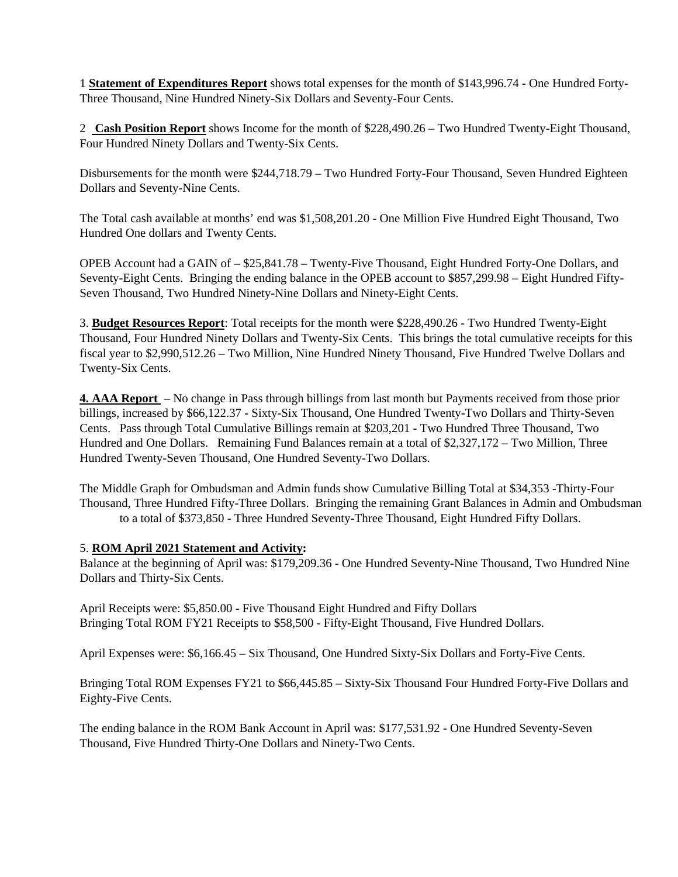1 **Statement of Expenditures Report** shows total expenses for the month of $143,996.74 - One Hundred Forty-Three Thousand, Nine Hundred Ninety-Six Dollars and Seventy-Four Cents.

2 **Cash Position Report** shows Income for the month of $228,490.26 – Two Hundred Twenty-Eight Thousand, Four Hundred Ninety Dollars and Twenty-Six Cents.

Disbursements for the month were $244,718.79 – Two Hundred Forty-Four Thousand, Seven Hundred Eighteen Dollars and Seventy-Nine Cents.

The Total cash available at months' end was $1,508,201.20 - One Million Five Hundred Eight Thousand, Two Hundred One dollars and Twenty Cents.

OPEB Account had a GAIN of – $25,841.78 – Twenty-Five Thousand, Eight Hundred Forty-One Dollars, and Seventy-Eight Cents. Bringing the ending balance in the OPEB account to $857,299.98 – Eight Hundred Fifty-Seven Thousand, Two Hundred Ninety-Nine Dollars and Ninety-Eight Cents.

3. **Budget Resources Report**: Total receipts for the month were $228,490.26 - Two Hundred Twenty-Eight Thousand, Four Hundred Ninety Dollars and Twenty-Six Cents. This brings the total cumulative receipts for this fiscal year to $2,990,512.26 – Two Million, Nine Hundred Ninety Thousand, Five Hundred Twelve Dollars and Twenty-Six Cents.

**4. AAA Report** – No change in Pass through billings from last month but Payments received from those prior billings, increased by $66,122.37 - Sixty-Six Thousand, One Hundred Twenty-Two Dollars and Thirty-Seven Cents. Pass through Total Cumulative Billings remain at $203,201 - Two Hundred Three Thousand, Two Hundred and One Dollars. Remaining Fund Balances remain at a total of $2,327,172 – Two Million, Three Hundred Twenty-Seven Thousand, One Hundred Seventy-Two Dollars.

The Middle Graph for Ombudsman and Admin funds show Cumulative Billing Total at $34,353 -Thirty-Four Thousand, Three Hundred Fifty-Three Dollars. Bringing the remaining Grant Balances in Admin and Ombudsman to a total of $373,850 - Three Hundred Seventy-Three Thousand, Eight Hundred Fifty Dollars.

5. **ROM April 2021 Statement and Activity:**
Balance at the beginning of April was: $179,209.36 - One Hundred Seventy-Nine Thousand, Two Hundred Nine Dollars and Thirty-Six Cents.

April Receipts were: $5,850.00 - Five Thousand Eight Hundred and Fifty Dollars
Bringing Total ROM FY21 Receipts to $58,500 - Fifty-Eight Thousand, Five Hundred Dollars.

April Expenses were: $6,166.45 – Six Thousand, One Hundred Sixty-Six Dollars and Forty-Five Cents.

Bringing Total ROM Expenses FY21 to $66,445.85 – Sixty-Six Thousand Four Hundred Forty-Five Dollars and Eighty-Five Cents.

The ending balance in the ROM Bank Account in April was: $177,531.92 - One Hundred Seventy-Seven Thousand, Five Hundred Thirty-One Dollars and Ninety-Two Cents.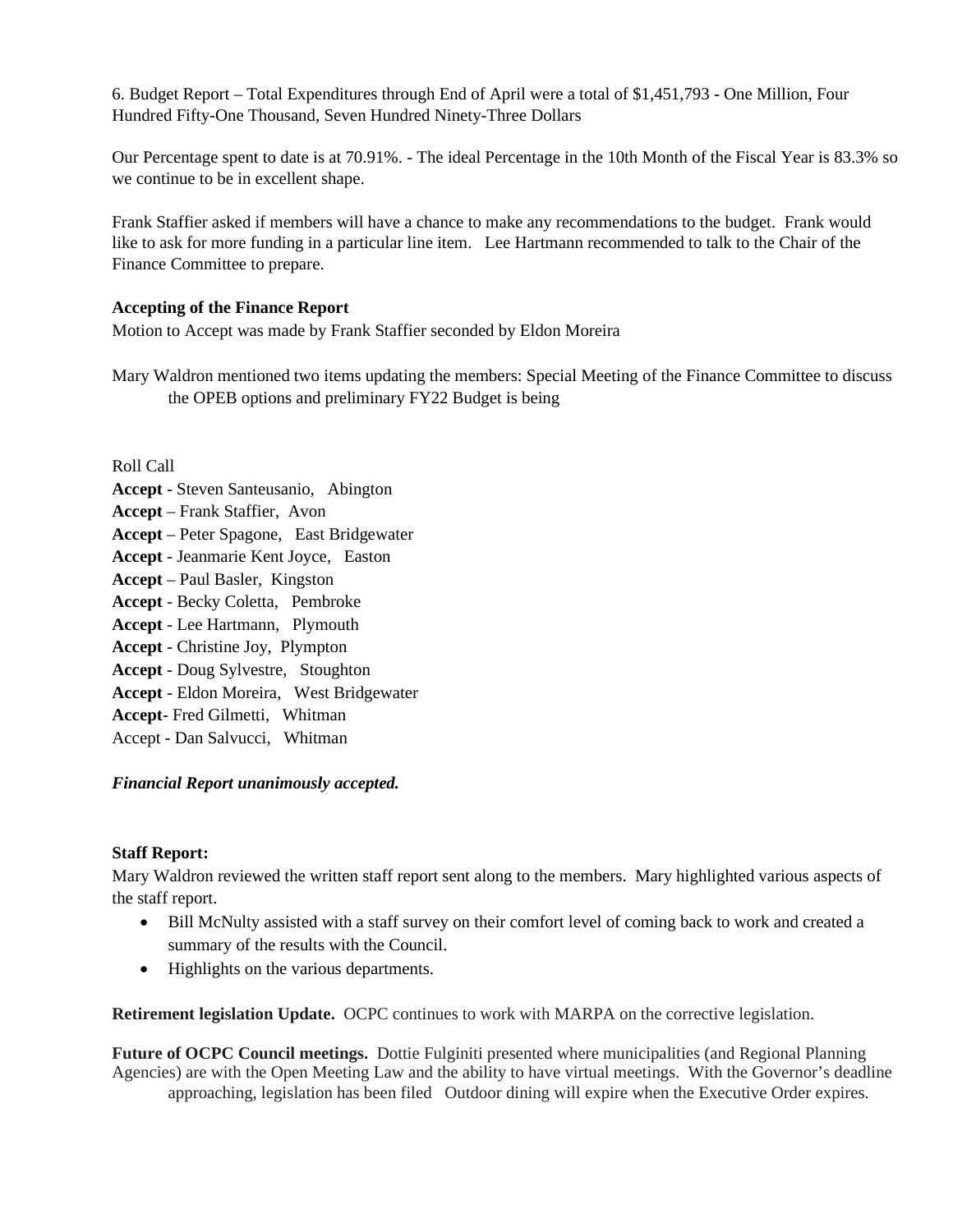6. Budget Report – Total Expenditures through End of April were a total of $1,451,793 - One Million, Four Hundred Fifty-One Thousand, Seven Hundred Ninety-Three Dollars

Our Percentage spent to date is at 70.91%. - The ideal Percentage in the 10th Month of the Fiscal Year is 83.3% so we continue to be in excellent shape.

Frank Staffier asked if members will have a chance to make any recommendations to the budget. Frank would like to ask for more funding in a particular line item. Lee Hartmann recommended to talk to the Chair of the Finance Committee to prepare.

**Accepting of the Finance Report**

Motion to Accept was made by Frank Staffier seconded by Eldon Moreira

Mary Waldron mentioned two items updating the members: Special Meeting of the Finance Committee to discuss the OPEB options and preliminary FY22 Budget is being

Roll Call

**Accept** - Steven Santeusanio, Abington
**Accept** – Frank Staffier, Avon
**Accept** – Peter Spagone, East Bridgewater
**Accept** - Jeanmarie Kent Joyce, Easton
**Accept** – Paul Basler, Kingston
**Accept** - Becky Coletta, Pembroke
**Accept** - Lee Hartmann, Plymouth
**Accept** - Christine Joy, Plympton
**Accept** - Doug Sylvestre, Stoughton
**Accept** - Eldon Moreira, West Bridgewater
**Accept**- Fred Gilmetti, Whitman
Accept - Dan Salvucci, Whitman

***Financial Report unanimously accepted.***

**Staff Report:**

Mary Waldron reviewed the written staff report sent along to the members. Mary highlighted various aspects of the staff report.

- Bill McNulty assisted with a staff survey on their comfort level of coming back to work and created a summary of the results with the Council.
- Highlights on the various departments.

**Retirement legislation Update.** OCPC continues to work with MARPA on the corrective legislation.

**Future of OCPC Council meetings.** Dottie Fulginiti presented where municipalities (and Regional Planning Agencies) are with the Open Meeting Law and the ability to have virtual meetings. With the Governor's deadline approaching, legislation has been filed Outdoor dining will expire when the Executive Order expires.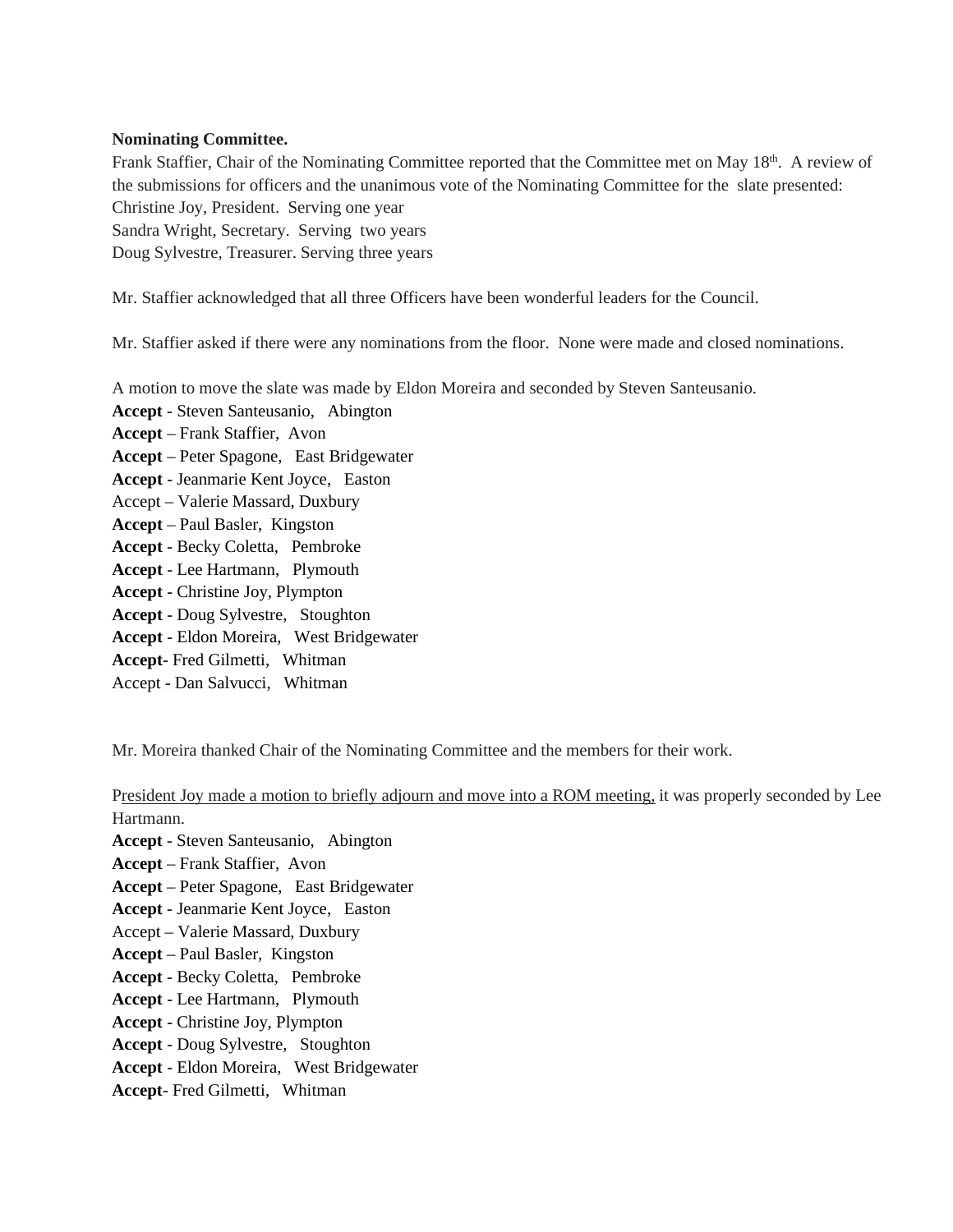**Nominating Committee.**

Frank Staffier, Chair of the Nominating Committee reported that the Committee met on May 18th. A review of the submissions for officers and the unanimous vote of the Nominating Committee for the slate presented:
Christine Joy, President. Serving one year
Sandra Wright, Secretary. Serving two years
Doug Sylvestre, Treasurer. Serving three years

Mr. Staffier acknowledged that all three Officers have been wonderful leaders for the Council.

Mr. Staffier asked if there were any nominations from the floor. None were made and closed nominations.

A motion to move the slate was made by Eldon Moreira and seconded by Steven Santeusanio.
**Accept** - Steven Santeusanio, Abington
**Accept** – Frank Staffier, Avon
**Accept** – Peter Spagone, East Bridgewater
**Accept** - Jeanmarie Kent Joyce, Easton
Accept – Valerie Massard, Duxbury
**Accept** – Paul Basler, Kingston
**Accept** - Becky Coletta, Pembroke
**Accept** - Lee Hartmann, Plymouth
**Accept** - Christine Joy, Plympton
**Accept** - Doug Sylvestre, Stoughton
**Accept** - Eldon Moreira, West Bridgewater
**Accept**- Fred Gilmetti, Whitman
Accept - Dan Salvucci, Whitman

Mr. Moreira thanked Chair of the Nominating Committee and the members for their work.

P<u>resident Joy made a motion to briefly adjourn and move into a ROM meeting,</u> it was properly seconded by Lee Hartmann.
**Accept** - Steven Santeusanio, Abington
**Accept** – Frank Staffier, Avon
**Accept** – Peter Spagone, East Bridgewater
**Accept** - Jeanmarie Kent Joyce, Easton
Accept – Valerie Massard, Duxbury
**Accept** – Paul Basler, Kingston
**Accept** - Becky Coletta, Pembroke
**Accept** - Lee Hartmann, Plymouth
**Accept** - Christine Joy, Plympton
**Accept** - Doug Sylvestre, Stoughton
**Accept** - Eldon Moreira, West Bridgewater
**Accept**- Fred Gilmetti, Whitman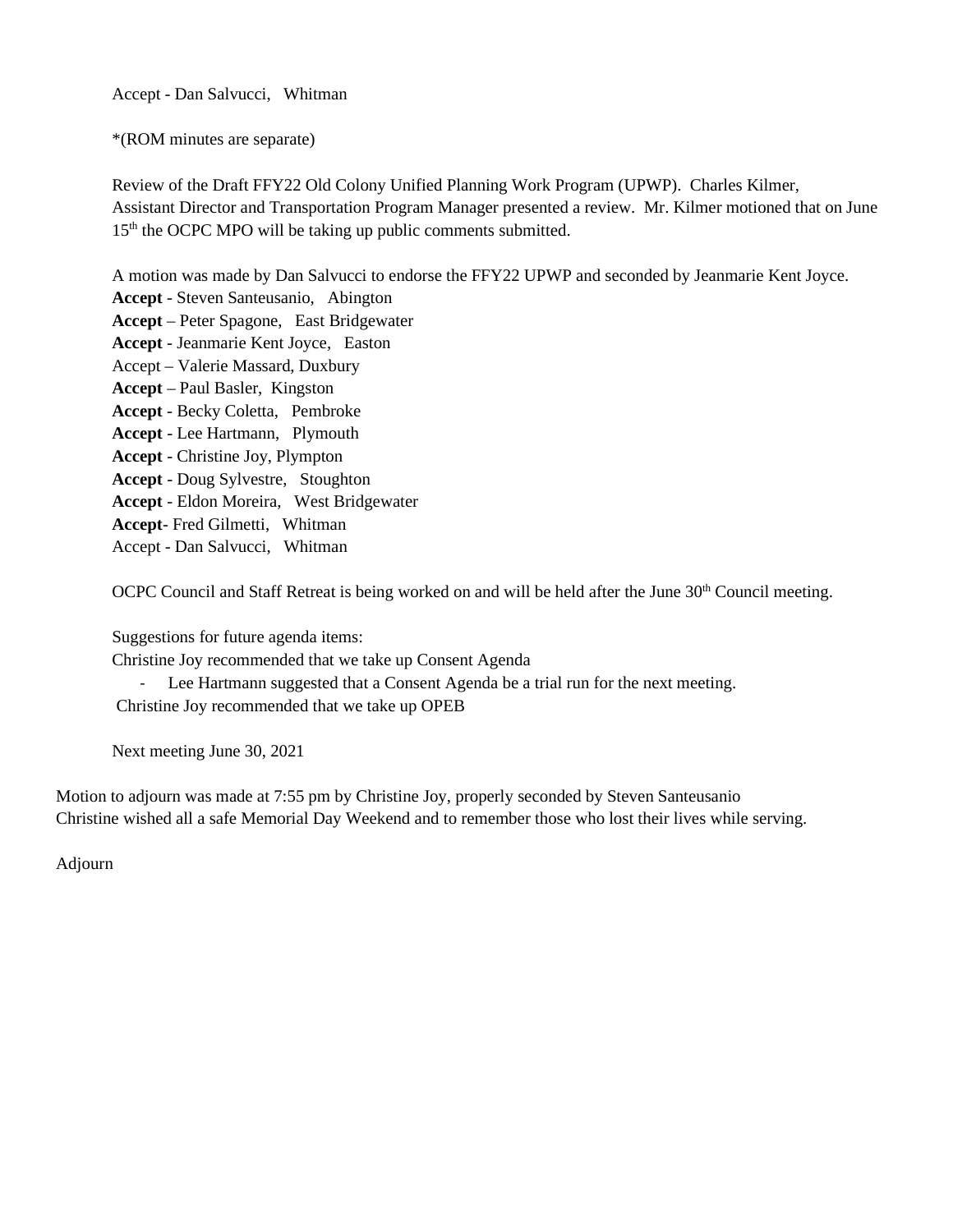Accept - Dan Salvucci,   Whitman

*(ROM minutes are separate)

Review of the Draft FFY22 Old Colony Unified Planning Work Program (UPWP).  Charles Kilmer, Assistant Director and Transportation Program Manager presented a review.  Mr. Kilmer motioned that on June 15th the OCPC MPO will be taking up public comments submitted.

A motion was made by Dan Salvucci to endorse the FFY22 UPWP and seconded by Jeanmarie Kent Joyce.  
**Accept** - Steven Santeusanio,   Abington  
**Accept** – Peter Spagone,   East Bridgewater  
**Accept** - Jeanmarie Kent Joyce,   Easton  
Accept – Valerie Massard, Duxbury  
**Accept** – Paul Basler,  Kingston  
**Accept** - Becky Coletta,   Pembroke  
**Accept** - Lee Hartmann,   Plymouth  
**Accept** - Christine Joy, Plympton  
**Accept** - Doug Sylvestre,   Stoughton  
**Accept** - Eldon Moreira,   West Bridgewater  
**Accept**- Fred Gilmetti,   Whitman  
Accept - Dan Salvucci,   Whitman

OCPC Council and Staff Retreat is being worked on and will be held after the June 30th Council meeting.

Suggestions for future agenda items:  
Christine Joy recommended that we take up Consent Agenda

- Lee Hartmann suggested that a Consent Agenda be a trial run for the next meeting.

Christine Joy recommended that we take up OPEB

Next meeting June 30, 2021

Motion to adjourn was made at 7:55 pm by Christine Joy, properly seconded by Steven Santeusanio  
Christine wished all a safe Memorial Day Weekend and to remember those who lost their lives while serving.

Adjourn